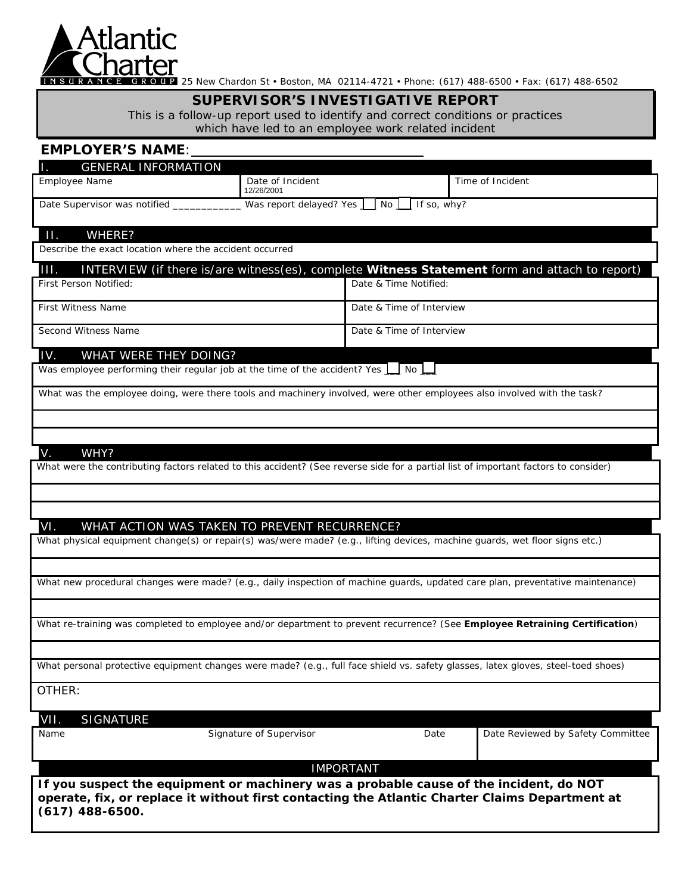# Atlantic Charter

INSURANCE GROUP 25 New Chardon St • Boston, MA 02114-4721 • Phone: (617) 488-6500 • Fax: (617) 488-6502

## SUPERVISOR'S INVESTIGATIVE REPORT

This is a follow-up report used to identify and correct conditions or practices which have led to an employee work related incident

**EMPLOYER'S NAME**:______________________________

### I. GENERAL INFORMATION

| Employee Name | Date of Incident 12/26/2001 | Time of Incident |
|---|---|---|

Date Supervisor was notified ____________ Was report delayed? Yes [ ] No [ ] If so, why?

### II. WHERE?

Describe the exact location where the accident occurred

### III. INTERVIEW (if there is/are witness(es), complete **Witness Statement** form and attach to report)

| First Person Notified: | Date & Time Notified: |
|---|---|
| First Witness Name | Date & Time of Interview |
| Second Witness Name | Date & Time of Interview |

### IV. WHAT WERE THEY DOING?

Was employee performing their regular job at the time of the accident? Yes [ ] No [ ]

What was the employee doing, were there tools and machinery involved, were other employees also involved with the task?

### V. WHY?

What were the contributing factors related to this accident? (See reverse side for a partial list of important factors to consider)

### VI. WHAT ACTION WAS TAKEN TO PREVENT RECURRENCE?

What physical equipment change(s) or repair(s) was/were made? (e.g., lifting devices, machine guards, wet floor signs etc.)

What new procedural changes were made? (e.g., daily inspection of machine guards, updated care plan, preventative maintenance)

What re-training was completed to employee and/or department to prevent recurrence? (See **Employee Retraining Certification**)

What personal protective equipment changes were made? (e.g., full face shield vs. safety glasses, latex gloves, steel-toed shoes)

OTHER:

### VII. SIGNATURE

| Name | Signature of Supervisor | Date | Date Reviewed by Safety Committee |
|---|---|---|---|

### IMPORTANT

**If you suspect the equipment or machinery was a probable cause of the incident, do NOT operate, fix, or replace it without first contacting the Atlantic Charter Claims Department at (617) 488-6500.**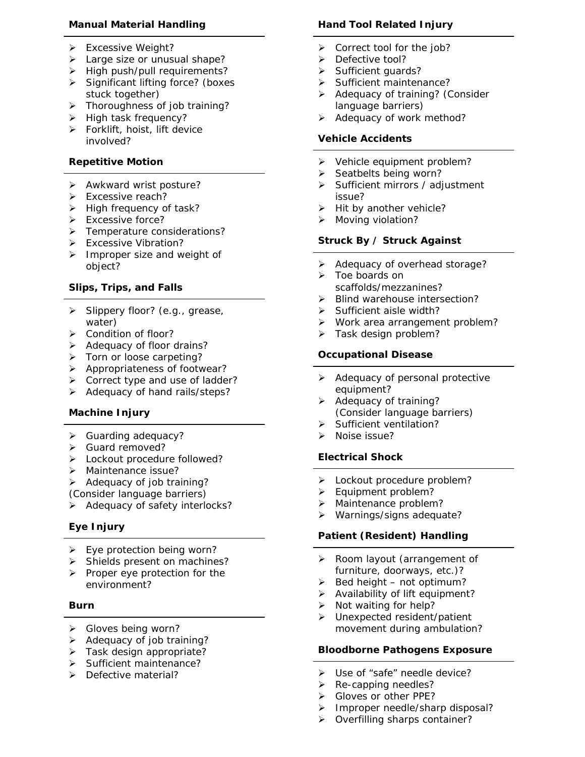**Manual Material Handling**

- Excessive Weight?
- Large size or unusual shape?
- High push/pull requirements?
- Significant lifting force? (boxes stuck together)
- Thoroughness of job training?
- High task frequency?
- Forklift, hoist, lift device involved?

**Repetitive Motion**

- Awkward wrist posture?
- Excessive reach?
- High frequency of task?
- Excessive force?
- Temperature considerations?
- Excessive Vibration?
- Improper size and weight of object?

**Slips, Trips, and Falls**

- Slippery floor? (e.g., grease, water)
- Condition of floor?
- Adequacy of floor drains?
- Torn or loose carpeting?
- Appropriateness of footwear?
- Correct type and use of ladder?
- Adequacy of hand rails/steps?

**Machine Injury**

- Guarding adequacy?
- Guard removed?
- Lockout procedure followed?
- Maintenance issue?
- Adequacy of job training?

(Consider language barriers)

- Adequacy of safety interlocks?

**Eye Injury**

- Eye protection being worn?
- Shields present on machines?
- Proper eye protection for the environment?

**Burn**

- Gloves being worn?
- Adequacy of job training?
- Task design appropriate?
- Sufficient maintenance?
- Defective material?

**Hand Tool Related Injury**

- Correct tool for the job?
- Defective tool?
- Sufficient guards?
- Sufficient maintenance?
- Adequacy of training? (Consider language barriers)
- Adequacy of work method?

**Vehicle Accidents**

- Vehicle equipment problem?
- Seatbelts being worn?
- Sufficient mirrors / adjustment issue?
- Hit by another vehicle?
- Moving violation?

**Struck By / Struck Against**

- Adequacy of overhead storage?
- Toe boards on scaffolds/mezzanines?
- Blind warehouse intersection?
- Sufficient aisle width?
- Work area arrangement problem?
- Task design problem?

**Occupational Disease**

- Adequacy of personal protective equipment?
- Adequacy of training? (Consider language barriers)
- Sufficient ventilation?
- Noise issue?

**Electrical Shock**

- Lockout procedure problem?
- Equipment problem?
- Maintenance problem?
- Warnings/signs adequate?

**Patient (Resident) Handling**

- Room layout (arrangement of furniture, doorways, etc.)?
- Bed height – not optimum?
- Availability of lift equipment?
- Not waiting for help?
- Unexpected resident/patient movement during ambulation?

**Bloodborne Pathogens Exposure**

- Use of “safe” needle device?
- Re-capping needles?
- Gloves or other PPE?
- Improper needle/sharp disposal?
- Overfilling sharps container?